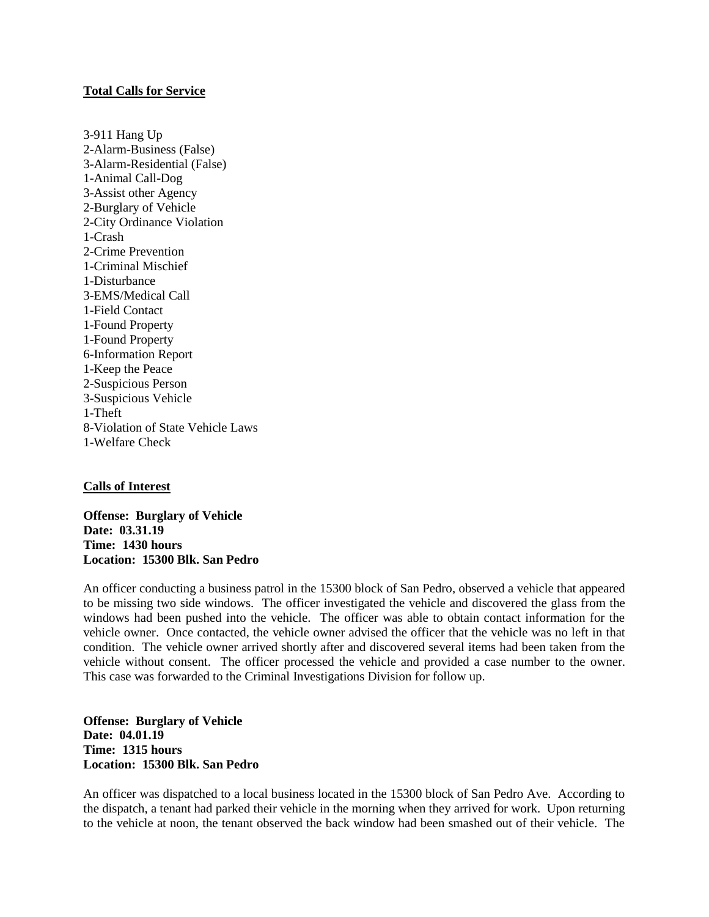**Total Calls for Service**

3-911 Hang Up  
2-Alarm-Business (False)  
3-Alarm-Residential (False)  
1-Animal Call-Dog  
3-Assist other Agency  
2-Burglary of Vehicle  
2-City Ordinance Violation  
1-Crash  
2-Crime Prevention  
1-Criminal Mischief  
1-Disturbance  
3-EMS/Medical Call  
1-Field Contact  
1-Found Property  
1-Found Property  
6-Information Report  
1-Keep the Peace  
2-Suspicious Person  
3-Suspicious Vehicle  
1-Theft  
8-Violation of State Vehicle Laws  
1-Welfare Check

**Calls of Interest**

**Offense: Burglary of Vehicle**  
**Date: 03.31.19**  
**Time: 1430 hours**  
**Location: 15300 Blk. San Pedro**

An officer conducting a business patrol in the 15300 block of San Pedro, observed a vehicle that appeared to be missing two side windows. The officer investigated the vehicle and discovered the glass from the windows had been pushed into the vehicle. The officer was able to obtain contact information for the vehicle owner. Once contacted, the vehicle owner advised the officer that the vehicle was no left in that condition. The vehicle owner arrived shortly after and discovered several items had been taken from the vehicle without consent. The officer processed the vehicle and provided a case number to the owner. This case was forwarded to the Criminal Investigations Division for follow up.

**Offense: Burglary of Vehicle**  
**Date: 04.01.19**  
**Time: 1315 hours**  
**Location: 15300 Blk. San Pedro**

An officer was dispatched to a local business located in the 15300 block of San Pedro Ave. According to the dispatch, a tenant had parked their vehicle in the morning when they arrived for work. Upon returning to the vehicle at noon, the tenant observed the back window had been smashed out of their vehicle. The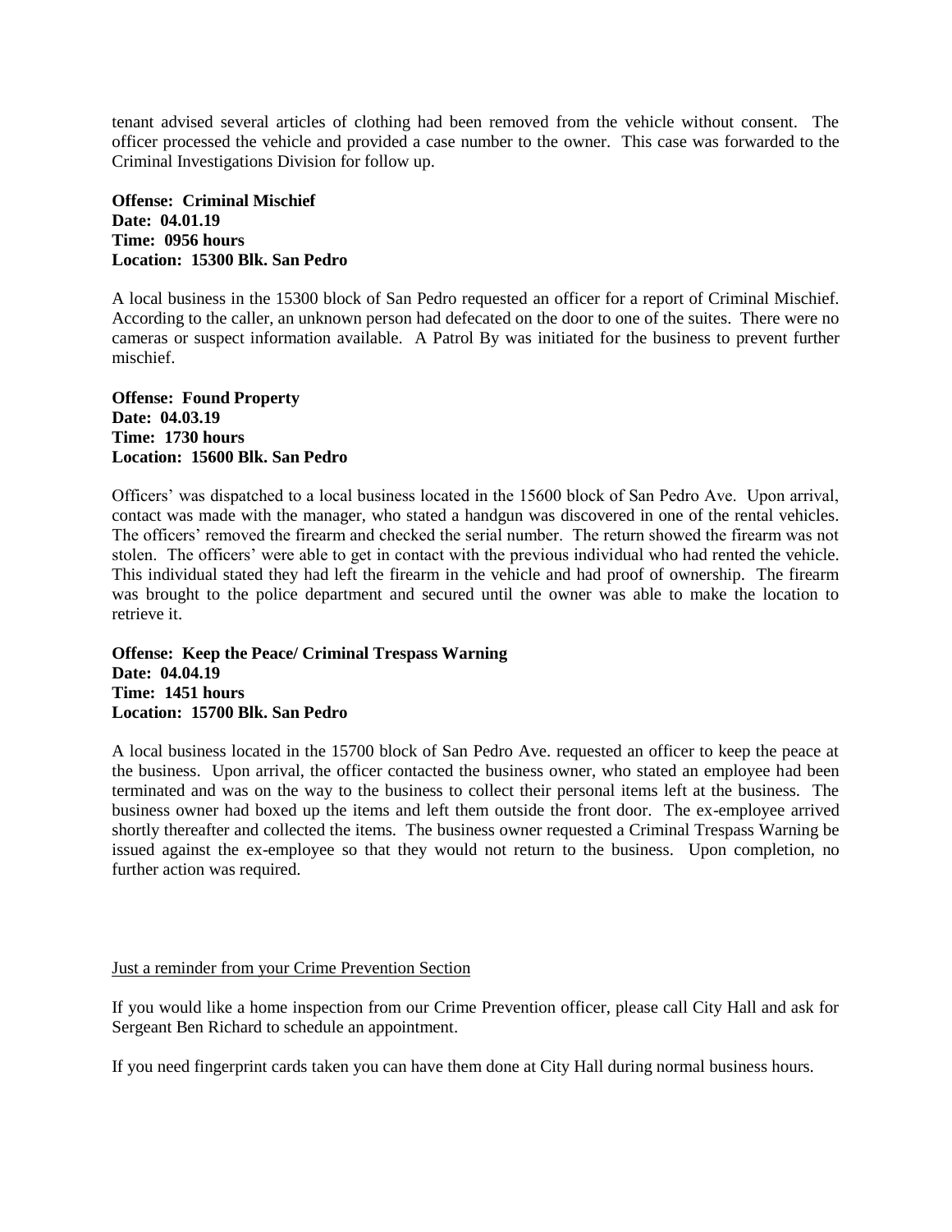tenant advised several articles of clothing had been removed from the vehicle without consent. The officer processed the vehicle and provided a case number to the owner. This case was forwarded to the Criminal Investigations Division for follow up.

**Offense: Criminal Mischief**
**Date: 04.01.19**
**Time: 0956 hours**
**Location: 15300 Blk. San Pedro**

A local business in the 15300 block of San Pedro requested an officer for a report of Criminal Mischief. According to the caller, an unknown person had defecated on the door to one of the suites. There were no cameras or suspect information available. A Patrol By was initiated for the business to prevent further mischief.

**Offense: Found Property**
**Date: 04.03.19**
**Time: 1730 hours**
**Location: 15600 Blk. San Pedro**

Officers' was dispatched to a local business located in the 15600 block of San Pedro Ave. Upon arrival, contact was made with the manager, who stated a handgun was discovered in one of the rental vehicles. The officers' removed the firearm and checked the serial number. The return showed the firearm was not stolen. The officers' were able to get in contact with the previous individual who had rented the vehicle. This individual stated they had left the firearm in the vehicle and had proof of ownership. The firearm was brought to the police department and secured until the owner was able to make the location to retrieve it.

**Offense: Keep the Peace/ Criminal Trespass Warning**
**Date: 04.04.19**
**Time: 1451 hours**
**Location: 15700 Blk. San Pedro**

A local business located in the 15700 block of San Pedro Ave. requested an officer to keep the peace at the business. Upon arrival, the officer contacted the business owner, who stated an employee had been terminated and was on the way to the business to collect their personal items left at the business. The business owner had boxed up the items and left them outside the front door. The ex-employee arrived shortly thereafter and collected the items. The business owner requested a Criminal Trespass Warning be issued against the ex-employee so that they would not return to the business. Upon completion, no further action was required.

Just a reminder from your Crime Prevention Section

If you would like a home inspection from our Crime Prevention officer, please call City Hall and ask for Sergeant Ben Richard to schedule an appointment.

If you need fingerprint cards taken you can have them done at City Hall during normal business hours.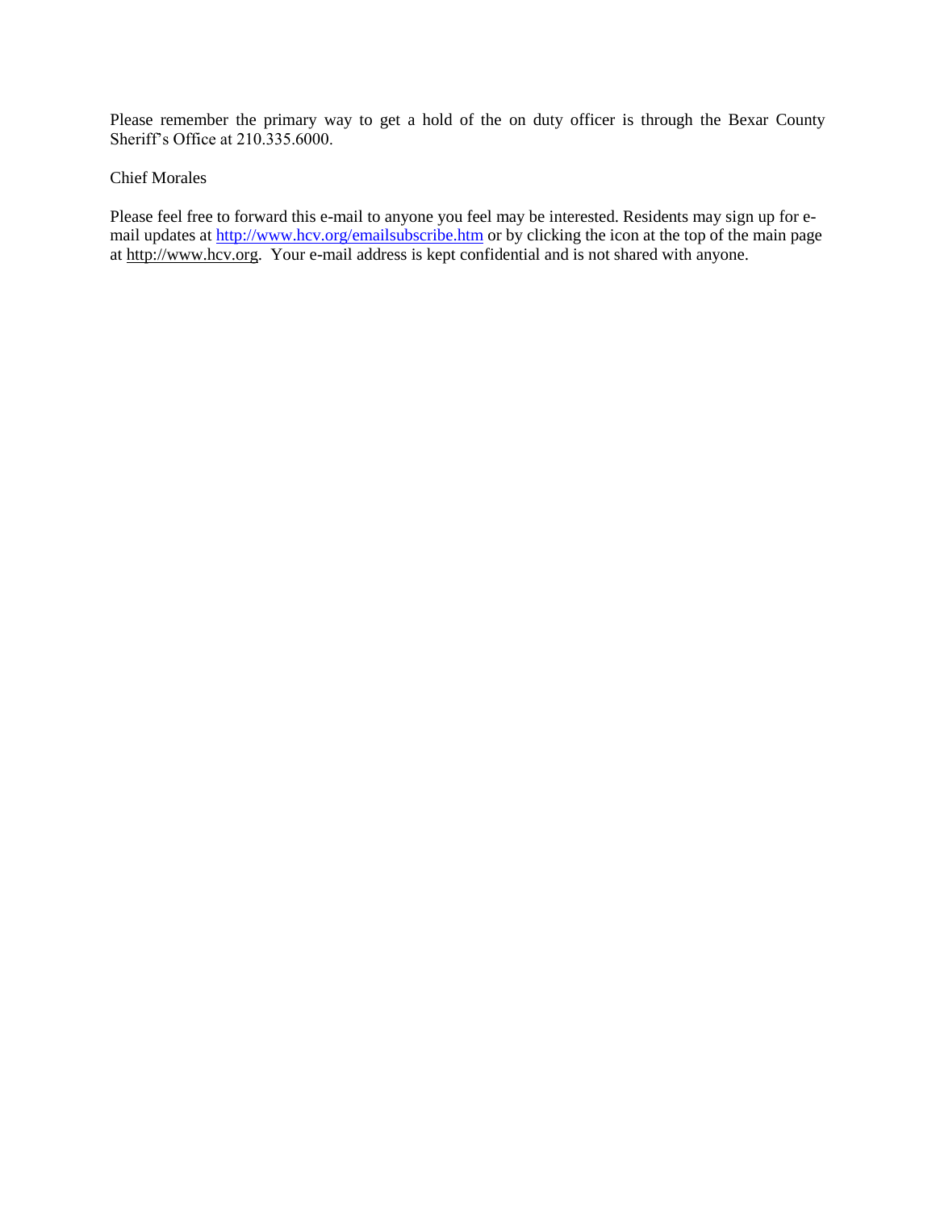Please remember the primary way to get a hold of the on duty officer is through the Bexar County Sheriff's Office at 210.335.6000.

Chief Morales

Please feel free to forward this e-mail to anyone you feel may be interested. Residents may sign up for e-mail updates at http://www.hcv.org/emailsubscribe.htm or by clicking the icon at the top of the main page at http://www.hcv.org. Your e-mail address is kept confidential and is not shared with anyone.